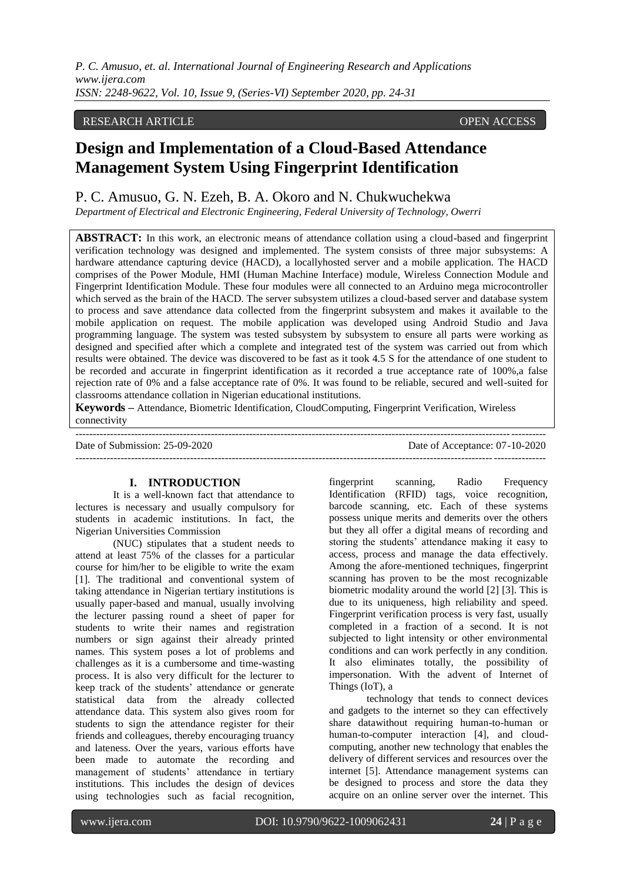RESEARCH ARTICLE OPEN ACCESS

# Design and Implementation of a Cloud-Based Attendance Management System Using Fingerprint Identification

P. C. Amusuo, G. N. Ezeh, B. A. Okoro and N. Chukwuchekwa

*Department of Electrical and Electronic Engineering, Federal University of Technology, Owerri*

**ABSTRACT:** In this work, an electronic means of attendance collation using a cloud-based and fingerprint verification technology was designed and implemented. The system consists of three major subsystems: A hardware attendance capturing device (HACD), a locallyhosted server and a mobile application. The HACD comprises of the Power Module, HMI (Human Machine Interface) module, Wireless Connection Module and Fingerprint Identification Module. These four modules were all connected to an Arduino mega microcontroller which served as the brain of the HACD. The server subsystem utilizes a cloud-based server and database system to process and save attendance data collected from the fingerprint subsystem and makes it available to the mobile application on request. The mobile application was developed using Android Studio and Java programming language. The system was tested subsystem by subsystem to ensure all parts were working as designed and specified after which a complete and integrated test of the system was carried out from which results were obtained. The device was discovered to be fast as it took 4.5 S for the attendance of one student to be recorded and accurate in fingerprint identification as it recorded a true acceptance rate of 100%,a false rejection rate of 0% and a false acceptance rate of 0%. It was found to be reliable, secured and well-suited for classrooms attendance collation in Nigerian educational institutions.

**Keywords –** Attendance, Biometric Identification, CloudComputing, Fingerprint Verification, Wireless connectivity

---

Date of Submission: 25-09-2020 Date of Acceptance: 07-10-2020

---

## I. INTRODUCTION

It is a well-known fact that attendance to lectures is necessary and usually compulsory for students in academic institutions. In fact, the Nigerian Universities Commission (NUC) stipulates that a student needs to attend at least 75% of the classes for a particular course for him/her to be eligible to write the exam [1]. The traditional and conventional system of taking attendance in Nigerian tertiary institutions is usually paper-based and manual, usually involving the lecturer passing round a sheet of paper for students to write their names and registration numbers or sign against their already printed names. This system poses a lot of problems and challenges as it is a cumbersome and time-wasting process. It is also very difficult for the lecturer to keep track of the students' attendance or generate statistical data from the already collected attendance data. This system also gives room for students to sign the attendance register for their friends and colleagues, thereby encouraging truancy and lateness. Over the years, various efforts have been made to automate the recording and management of students' attendance in tertiary institutions. This includes the design of devices using technologies such as facial recognition, fingerprint scanning, Radio Frequency Identification (RFID) tags, voice recognition, barcode scanning, etc. Each of these systems possess unique merits and demerits over the others but they all offer a digital means of recording and storing the students' attendance making it easy to access, process and manage the data effectively. Among the afore-mentioned techniques, fingerprint scanning has proven to be the most recognizable biometric modality around the world [2] [3]. This is due to its uniqueness, high reliability and speed. Fingerprint verification process is very fast, usually completed in a fraction of a second. It is not subjected to light intensity or other environmental conditions and can work perfectly in any condition. It also eliminates totally, the possibility of impersonation. With the advent of Internet of Things (IoT), a technology that tends to connect devices and gadgets to the internet so they can effectively share datawithout requiring human-to-human or human-to-computer interaction [4], and cloud-computing, another new technology that enables the delivery of different services and resources over the internet [5]. Attendance management systems can be designed to process and store the data they acquire on an online server over the internet. This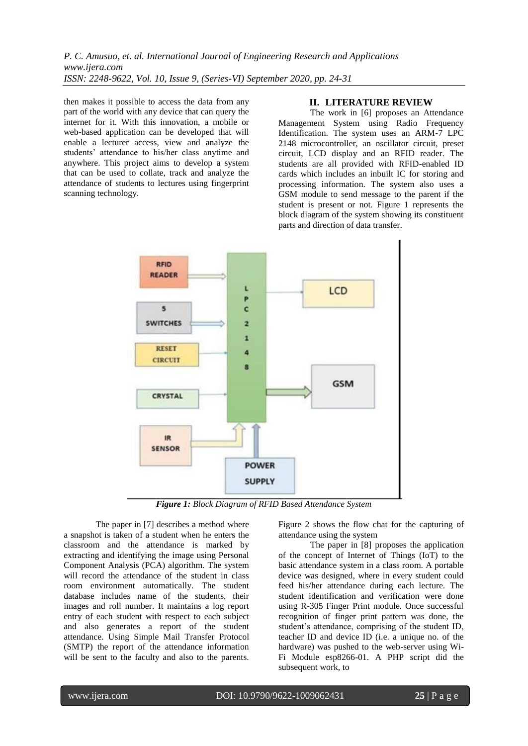then makes it possible to access the data from any part of the world with any device that can query the internet for it. With this innovation, a mobile or web-based application can be developed that will enable a lecturer access, view and analyze the students' attendance to his/her class anytime and anywhere. This project aims to develop a system that can be used to collate, track and analyze the attendance of students to lectures using fingerprint scanning technology.

## II. LITERATURE REVIEW

The work in [6] proposes an Attendance Management System using Radio Frequency Identification. The system uses an ARM-7 LPC 2148 microcontroller, an oscillator circuit, preset circuit, LCD display and an RFID reader. The students are all provided with RFID-enabled ID cards which includes an inbuilt IC for storing and processing information. The system also uses a GSM module to send message to the parent if the student is present or not. Figure 1 represents the block diagram of the system showing its constituent parts and direction of data transfer.

***Figure 1:*** *Block Diagram of RFID Based Attendance System*

The paper in [7] describes a method where a snapshot is taken of a student when he enters the classroom and the attendance is marked by extracting and identifying the image using Personal Component Analysis (PCA) algorithm. The system will record the attendance of the student in class room environment automatically. The student database includes name of the students, their images and roll number. It maintains a log report entry of each student with respect to each subject and also generates a report of the student attendance. Using Simple Mail Transfer Protocol (SMTP) the report of the attendance information will be sent to the faculty and also to the parents. Figure 2 shows the flow chat for the capturing of attendance using the system

The paper in [8] proposes the application of the concept of Internet of Things (IoT) to the basic attendance system in a class room. A portable device was designed, where in every student could feed his/her attendance during each lecture. The student identification and verification were done using R-305 Finger Print module. Once successful recognition of finger print pattern was done, the student's attendance, comprising of the student ID, teacher ID and device ID (i.e. a unique no. of the hardware) was pushed to the web-server using Wi-Fi Module esp8266-01. A PHP script did the subsequent work, to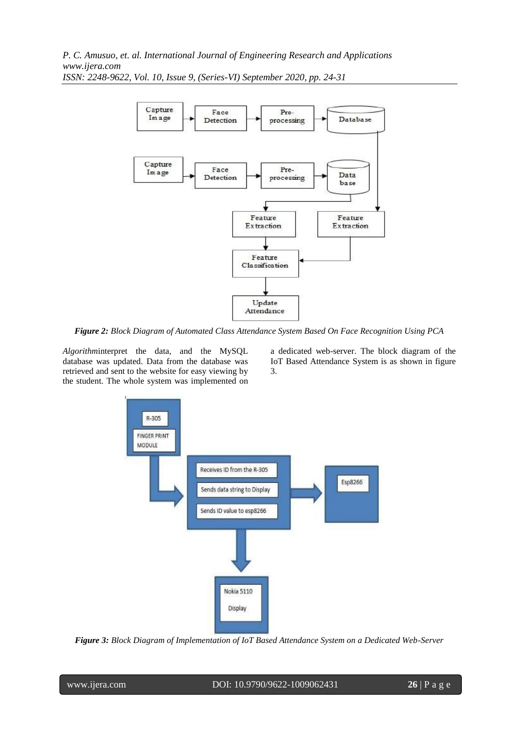Figure 2: Block Diagram of Automated Class Attendance System Based On Face Recognition Using PCA

*Algorithm*interpret the data, and the MySQL database was updated. Data from the database was retrieved and sent to the website for easy viewing by the student. The whole system was implemented on a dedicated web-server. The block diagram of the IoT Based Attendance System is as shown in figure 3.

Figure 3: Block Diagram of Implementation of IoT Based Attendance System on a Dedicated Web-Server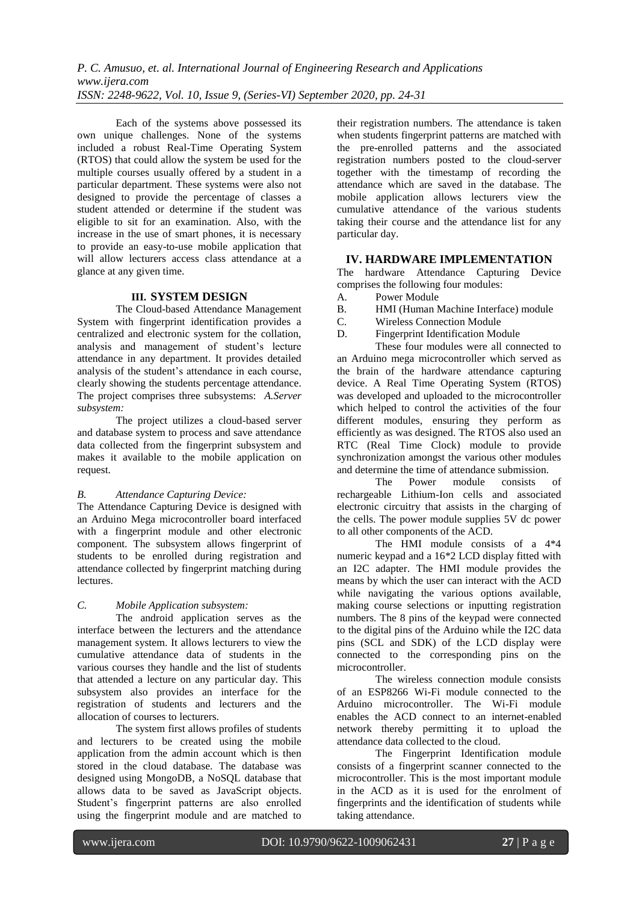Each of the systems above possessed its own unique challenges. None of the systems included a robust Real-Time Operating System (RTOS) that could allow the system be used for the multiple courses usually offered by a student in a particular department. These systems were also not designed to provide the percentage of classes a student attended or determine if the student was eligible to sit for an examination. Also, with the increase in the use of smart phones, it is necessary to provide an easy-to-use mobile application that will allow lecturers access class attendance at a glance at any given time.

## III. SYSTEM DESIGN

The Cloud-based Attendance Management System with fingerprint identification provides a centralized and electronic system for the collation, analysis and management of student's lecture attendance in any department. It provides detailed analysis of the student's attendance in each course, clearly showing the students percentage attendance. The project comprises three subsystems: *A.Server subsystem:*

The project utilizes a cloud-based server and database system to process and save attendance data collected from the fingerprint subsystem and makes it available to the mobile application on request.

*B. Attendance Capturing Device:*

The Attendance Capturing Device is designed with an Arduino Mega microcontroller board interfaced with a fingerprint module and other electronic component. The subsystem allows fingerprint of students to be enrolled during registration and attendance collected by fingerprint matching during lectures.

*C. Mobile Application subsystem:*

The android application serves as the interface between the lecturers and the attendance management system. It allows lecturers to view the cumulative attendance data of students in the various courses they handle and the list of students that attended a lecture on any particular day. This subsystem also provides an interface for the registration of students and lecturers and the allocation of courses to lecturers.

The system first allows profiles of students and lecturers to be created using the mobile application from the admin account which is then stored in the cloud database. The database was designed using MongoDB, a NoSQL database that allows data to be saved as JavaScript objects. Student's fingerprint patterns are also enrolled using the fingerprint module and are matched to their registration numbers. The attendance is taken when students fingerprint patterns are matched with the pre-enrolled patterns and the associated registration numbers posted to the cloud-server together with the timestamp of recording the attendance which are saved in the database. The mobile application allows lecturers view the cumulative attendance of the various students taking their course and the attendance list for any particular day.

## IV. HARDWARE IMPLEMENTATION

The hardware Attendance Capturing Device comprises the following four modules:

A. Power Module
B. HMI (Human Machine Interface) module
C. Wireless Connection Module
D. Fingerprint Identification Module

These four modules were all connected to an Arduino mega microcontroller which served as the brain of the hardware attendance capturing device. A Real Time Operating System (RTOS) was developed and uploaded to the microcontroller which helped to control the activities of the four different modules, ensuring they perform as efficiently as was designed. The RTOS also used an RTC (Real Time Clock) module to provide synchronization amongst the various other modules and determine the time of attendance submission.

The Power module consists of rechargeable Lithium-Ion cells and associated electronic circuitry that assists in the charging of the cells. The power module supplies 5V dc power to all other components of the ACD.

The HMI module consists of a 4*4 numeric keypad and a 16*2 LCD display fitted with an I2C adapter. The HMI module provides the means by which the user can interact with the ACD while navigating the various options available, making course selections or inputting registration numbers. The 8 pins of the keypad were connected to the digital pins of the Arduino while the I2C data pins (SCL and SDK) of the LCD display were connected to the corresponding pins on the microcontroller.

The wireless connection module consists of an ESP8266 Wi-Fi module connected to the Arduino microcontroller. The Wi-Fi module enables the ACD connect to an internet-enabled network thereby permitting it to upload the attendance data collected to the cloud.

The Fingerprint Identification module consists of a fingerprint scanner connected to the microcontroller. This is the most important module in the ACD as it is used for the enrolment of fingerprints and the identification of students while taking attendance.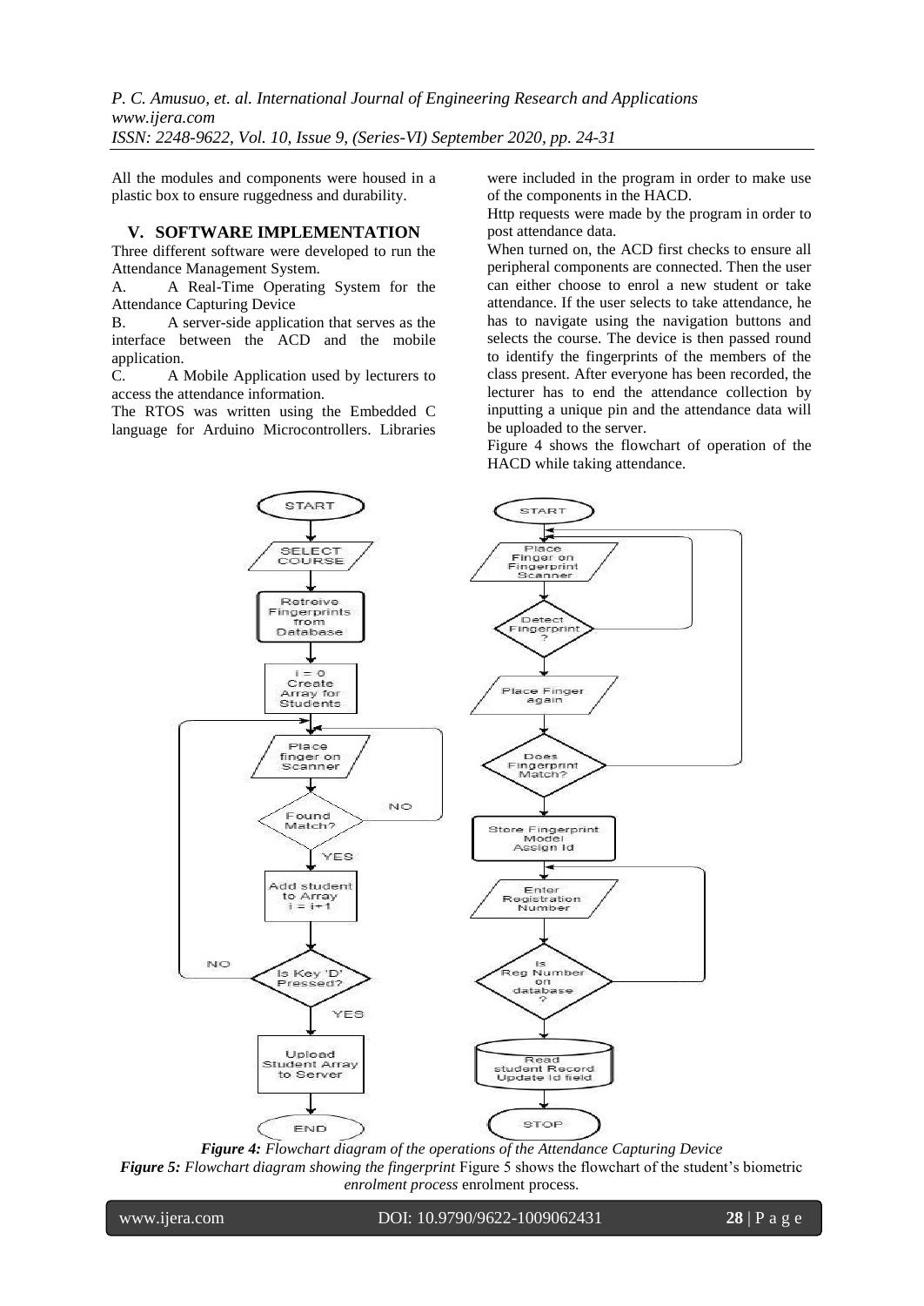All the modules and components were housed in a plastic box to ensure ruggedness and durability.

## V. SOFTWARE IMPLEMENTATION

Three different software were developed to run the Attendance Management System.

A. A Real-Time Operating System for the Attendance Capturing Device

B. A server-side application that serves as the interface between the ACD and the mobile application.

C. A Mobile Application used by lecturers to access the attendance information.

The RTOS was written using the Embedded C language for Arduino Microcontrollers. Libraries were included in the program in order to make use of the components in the HACD.

Http requests were made by the program in order to post attendance data.

When turned on, the ACD first checks to ensure all peripheral components are connected. Then the user can either choose to enrol a new student or take attendance. If the user selects to take attendance, he has to navigate using the navigation buttons and selects the course. The device is then passed round to identify the fingerprints of the members of the class present. After everyone has been recorded, the lecturer has to end the attendance collection by inputting a unique pin and the attendance data will be uploaded to the server.

Figure 4 shows the flowchart of operation of the HACD while taking attendance.

***Figure 4:*** *Flowchart diagram of the operations of the Attendance Capturing Device*

***Figure 5:*** *Flowchart diagram showing the fingerprint enrolment process*

Figure 5 shows the flowchart of the student's biometric enrolment process.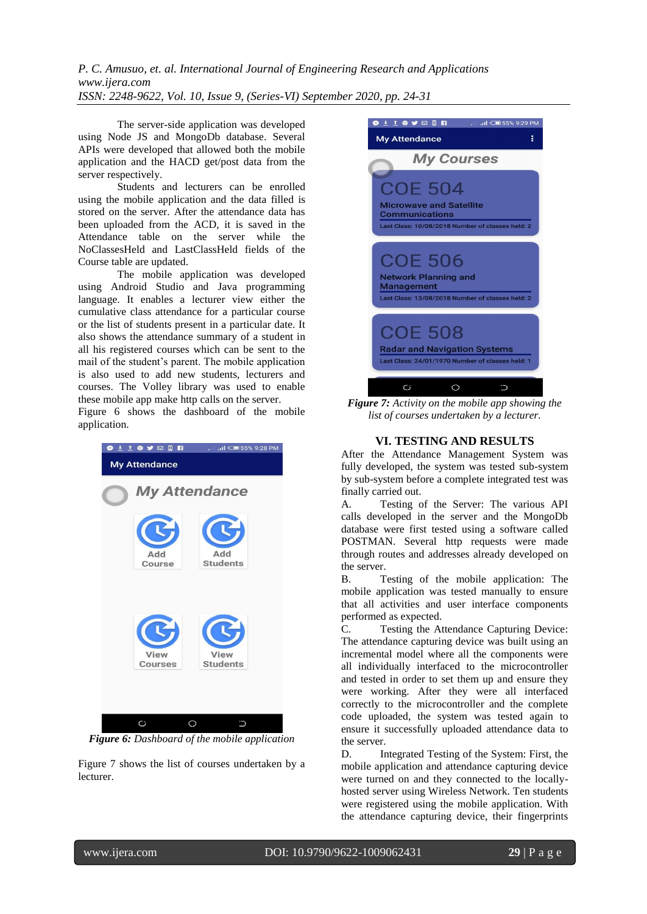The server-side application was developed using Node JS and MongoDb database. Several APIs were developed that allowed both the mobile application and the HACD get/post data from the server respectively.

Students and lecturers can be enrolled using the mobile application and the data filled is stored on the server. After the attendance data has been uploaded from the ACD, it is saved in the Attendance table on the server while the NoClassesHeld and LastClassHeld fields of the Course table are updated.

The mobile application was developed using Android Studio and Java programming language. It enables a lecturer view either the cumulative class attendance for a particular course or the list of students present in a particular date. It also shows the attendance summary of a student in all his registered courses which can be sent to the mail of the student's parent. The mobile application is also used to add new students, lecturers and courses. The Volley library was used to enable these mobile app make http calls on the server. Figure 6 shows the dashboard of the mobile application.

***Figure 6:*** *Dashboard of the mobile application*

Figure 7 shows the list of courses undertaken by a lecturer.

***Figure 7:*** *Activity on the mobile app showing the list of courses undertaken by a lecturer.*

## VI. TESTING AND RESULTS

After the Attendance Management System was fully developed, the system was tested sub-system by sub-system before a complete integrated test was finally carried out.

A. Testing of the Server: The various API calls developed in the server and the MongoDb database were first tested using a software called POSTMAN. Several http requests were made through routes and addresses already developed on the server.

B. Testing of the mobile application: The mobile application was tested manually to ensure that all activities and user interface components performed as expected.

C. Testing the Attendance Capturing Device: The attendance capturing device was built using an incremental model where all the components were all individually interfaced to the microcontroller and tested in order to set them up and ensure they were working. After they were all interfaced correctly to the microcontroller and the complete code uploaded, the system was tested again to ensure it successfully uploaded attendance data to the server.

D. Integrated Testing of the System: First, the mobile application and attendance capturing device were turned on and they connected to the locally-hosted server using Wireless Network. Ten students were registered using the mobile application. With the attendance capturing device, their fingerprints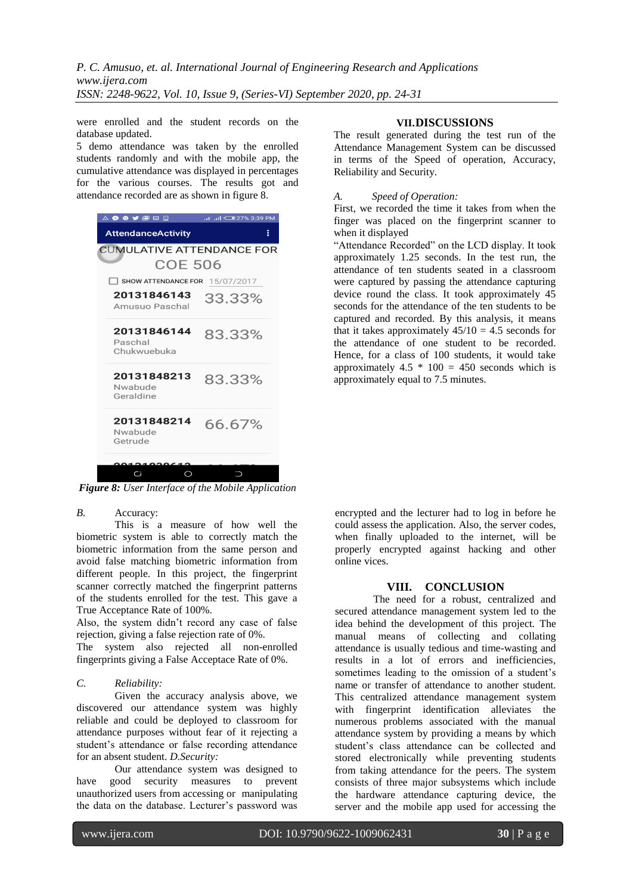were enrolled and the student records on the database updated.

5 demo attendance was taken by the enrolled students randomly and with the mobile app, the cumulative attendance was displayed in percentages for the various courses. The results got and attendance recorded are as shown in figure 8.

***Figure 8:*** *User Interface of the Mobile Application*

*B.* Accuracy:

This is a measure of how well the biometric system is able to correctly match the biometric information from the same person and avoid false matching biometric information from different people. In this project, the fingerprint scanner correctly matched the fingerprint patterns of the students enrolled for the test. This gave a True Acceptance Rate of 100%.

Also, the system didn't record any case of false rejection, giving a false rejection rate of 0%.

The system also rejected all non-enrolled fingerprints giving a False Acceptance Rate of 0%.

*C. Reliability:*

Given the accuracy analysis above, we discovered our attendance system was highly reliable and could be deployed to classroom for attendance purposes without fear of it rejecting a student's attendance or false recording attendance for an absent student.

*D.Security:*

Our attendance system was designed to have good security measures to prevent unauthorized users from accessing or manipulating the data on the database. Lecturer's password was encrypted and the lecturer had to log in before he could assess the application. Also, the server codes, when finally uploaded to the internet, will be properly encrypted against hacking and other online vices.

## VII. DISCUSSIONS

The result generated during the test run of the Attendance Management System can be discussed in terms of the Speed of operation, Accuracy, Reliability and Security.

*A. Speed of Operation:*

First, we recorded the time it takes from when the finger was placed on the fingerprint scanner to when it displayed

"Attendance Recorded" on the LCD display. It took approximately 1.25 seconds. In the test run, the attendance of ten students seated in a classroom were captured by passing the attendance capturing device round the class. It took approximately 45 seconds for the attendance of the ten students to be captured and recorded. By this analysis, it means that it takes approximately $45/10 = 4.5$ seconds for the attendance of one student to be recorded. Hence, for a class of 100 students, it would take approximately $4.5 * 100 = 450$ seconds which is approximately equal to 7.5 minutes.

## VIII. CONCLUSION

The need for a robust, centralized and secured attendance management system led to the idea behind the development of this project. The manual means of collecting and collating attendance is usually tedious and time-wasting and results in a lot of errors and inefficiencies, sometimes leading to the omission of a student's name or transfer of attendance to another student. This centralized attendance management system with fingerprint identification alleviates the numerous problems associated with the manual attendance system by providing a means by which student's class attendance can be collected and stored electronically while preventing students from taking attendance for the peers. The system consists of three major subsystems which include the hardware attendance capturing device, the server and the mobile app used for accessing the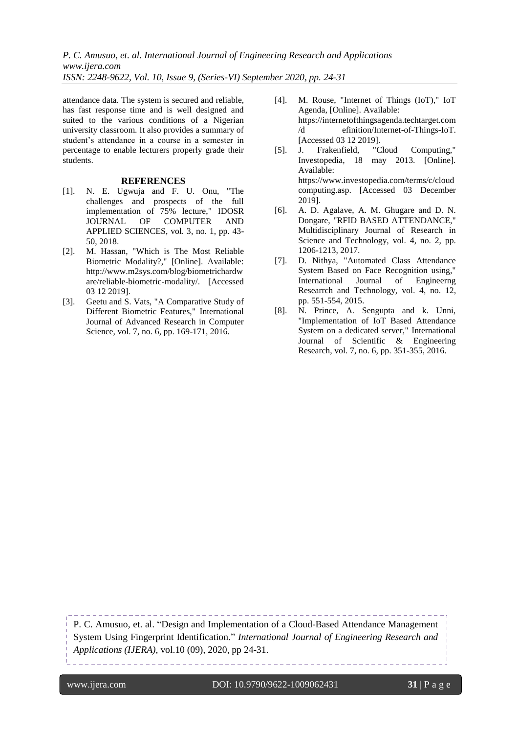attendance data. The system is secured and reliable, has fast response time and is well designed and suited to the various conditions of a Nigerian university classroom. It also provides a summary of student's attendance in a course in a semester in percentage to enable lecturers properly grade their students.

## REFERENCES

[1]. N. E. Ugwuja and F. U. Onu, "The challenges and prospects of the full implementation of 75% lecture," IDOSR JOURNAL OF COMPUTER AND APPLIED SCIENCES, vol. 3, no. 1, pp. 43-50, 2018.

[2]. M. Hassan, "Which is The Most Reliable Biometric Modality?," [Online]. Available: http://www.m2sys.com/blog/biometrichardware/reliable-biometric-modality/. [Accessed 03 12 2019].

[3]. Geetu and S. Vats, "A Comparative Study of Different Biometric Features," International Journal of Advanced Research in Computer Science, vol. 7, no. 6, pp. 169-171, 2016.

[4]. M. Rouse, "Internet of Things (IoT)," IoT Agenda, [Online]. Available: https://internetofthingsagenda.techtarget.com/d efinition/Internet-of-Things-IoT. [Accessed 03 12 2019].

[5]. J. Frakenfield, "Cloud Computing," Investopedia, 18 may 2013. [Online]. Available: https://www.investopedia.com/terms/c/cloudcomputing.asp. [Accessed 03 December 2019].

[6]. A. D. Agalave, A. M. Ghugare and D. N. Dongare, "RFID BASED ATTENDANCE," Multidisciplinary Journal of Research in Science and Technology, vol. 4, no. 2, pp. 1206-1213, 2017.

[7]. D. Nithya, "Automated Class Attendance System Based on Face Recognition using," International Journal of Engineerng Researrch and Technology, vol. 4, no. 12, pp. 551-554, 2015.

[8]. N. Prince, A. Sengupta and k. Unni, "Implementation of IoT Based Attendance System on a dedicated server," International Journal of Scientific & Engineering Research, vol. 7, no. 6, pp. 351-355, 2016.

P. C. Amusuo, et. al. "Design and Implementation of a Cloud-Based Attendance Management System Using Fingerprint Identification." *International Journal of Engineering Research and Applications (IJERA)*, vol.10 (09), 2020, pp 24-31.